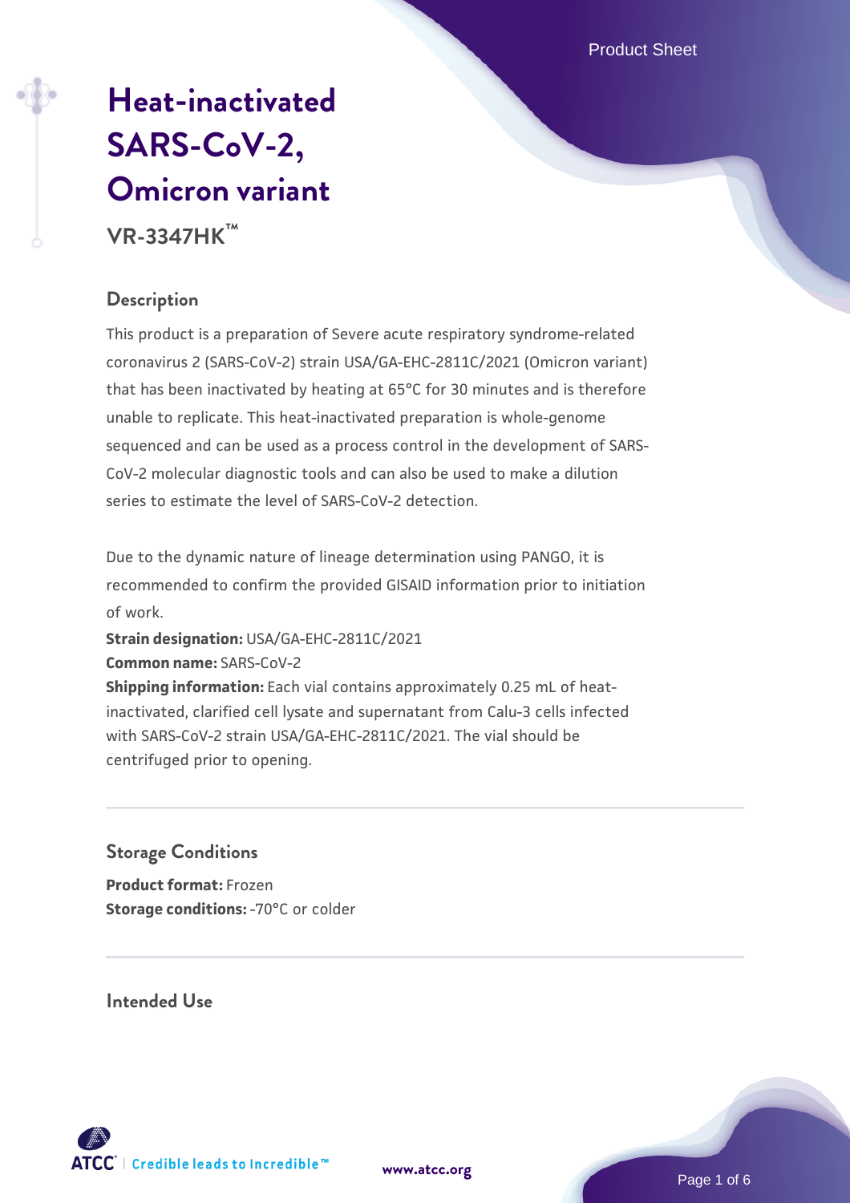# Heat-inactivated SARS-CoV-2, Omicron variant

**VR-3347HK™**

## Description

This product is a preparation of Severe acute respiratory syndrome-related coronavirus 2 (SARS-CoV-2) strain USA/GA-EHC-2811C/2021 (Omicron variant) that has been inactivated by heating at 65°C for 30 minutes and is therefore unable to replicate. This heat-inactivated preparation is whole-genome sequenced and can be used as a process control in the development of SARS-CoV-2 molecular diagnostic tools and can also be used to make a dilution series to estimate the level of SARS-CoV-2 detection.

Due to the dynamic nature of lineage determination using PANGO, it is recommended to confirm the provided GISAID information prior to initiation of work.

**Strain designation:** USA/GA-EHC-2811C/2021
**Common name:** SARS-CoV-2
**Shipping information:** Each vial contains approximately 0.25 mL of heat-inactivated, clarified cell lysate and supernatant from Calu-3 cells infected with SARS-CoV-2 strain USA/GA-EHC-2811C/2021. The vial should be centrifuged prior to opening.

## Storage Conditions

**Product format:** Frozen
**Storage conditions:** -70°C or colder

## Intended Use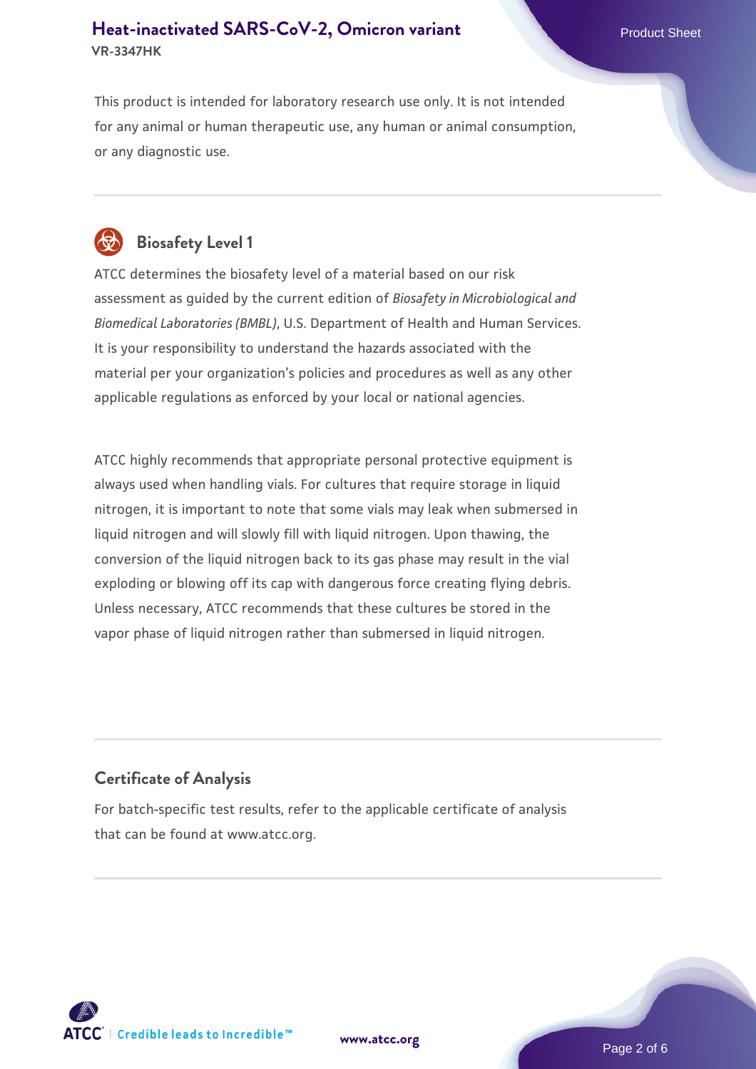This product is intended for laboratory research use only. It is not intended for any animal or human therapeutic use, any human or animal consumption, or any diagnostic use.

## Biosafety Level 1

ATCC determines the biosafety level of a material based on our risk assessment as guided by the current edition of *Biosafety in Microbiological and Biomedical Laboratories (BMBL)*, U.S. Department of Health and Human Services. It is your responsibility to understand the hazards associated with the material per your organization's policies and procedures as well as any other applicable regulations as enforced by your local or national agencies.

ATCC highly recommends that appropriate personal protective equipment is always used when handling vials. For cultures that require storage in liquid nitrogen, it is important to note that some vials may leak when submersed in liquid nitrogen and will slowly fill with liquid nitrogen. Upon thawing, the conversion of the liquid nitrogen back to its gas phase may result in the vial exploding or blowing off its cap with dangerous force creating flying debris. Unless necessary, ATCC recommends that these cultures be stored in the vapor phase of liquid nitrogen rather than submersed in liquid nitrogen.

## Certificate of Analysis

For batch-specific test results, refer to the applicable certificate of analysis that can be found at www.atcc.org.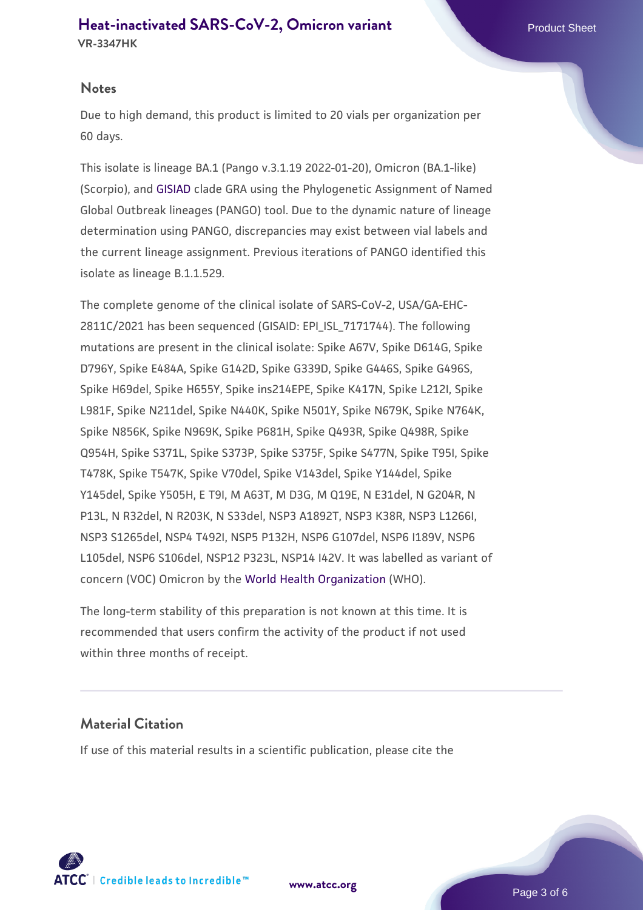### Notes

Due to high demand, this product is limited to 20 vials per organization per 60 days.

This isolate is lineage BA.1 (Pango v.3.1.19 2022-01-20), Omicron (BA.1-like) (Scorpio), and GISIAD clade GRA using the Phylogenetic Assignment of Named Global Outbreak lineages (PANGO) tool. Due to the dynamic nature of lineage determination using PANGO, discrepancies may exist between vial labels and the current lineage assignment. Previous iterations of PANGO identified this isolate as lineage B.1.1.529.

The complete genome of the clinical isolate of SARS-CoV-2, USA/GA-EHC-2811C/2021 has been sequenced (GISAID: EPI_ISL_7171744). The following mutations are present in the clinical isolate: Spike A67V, Spike D614G, Spike D796Y, Spike E484A, Spike G142D, Spike G339D, Spike G446S, Spike G496S, Spike H69del, Spike H655Y, Spike ins214EPE, Spike K417N, Spike L212I, Spike L981F, Spike N211del, Spike N440K, Spike N501Y, Spike N679K, Spike N764K, Spike N856K, Spike N969K, Spike P681H, Spike Q493R, Spike Q498R, Spike Q954H, Spike S371L, Spike S373P, Spike S375F, Spike S477N, Spike T95I, Spike T478K, Spike T547K, Spike V70del, Spike V143del, Spike Y144del, Spike Y145del, Spike Y505H, E T9I, M A63T, M D3G, M Q19E, N E31del, N G204R, N P13L, N R32del, N R203K, N S33del, NSP3 A1892T, NSP3 K38R, NSP3 L1266I, NSP3 S1265del, NSP4 T492I, NSP5 P132H, NSP6 G107del, NSP6 I189V, NSP6 L105del, NSP6 S106del, NSP12 P323L, NSP14 I42V. It was labelled as variant of concern (VOC) Omicron by the World Health Organization (WHO).

The long-term stability of this preparation is not known at this time. It is recommended that users confirm the activity of the product if not used within three months of receipt.

### Material Citation

If use of this material results in a scientific publication, please cite the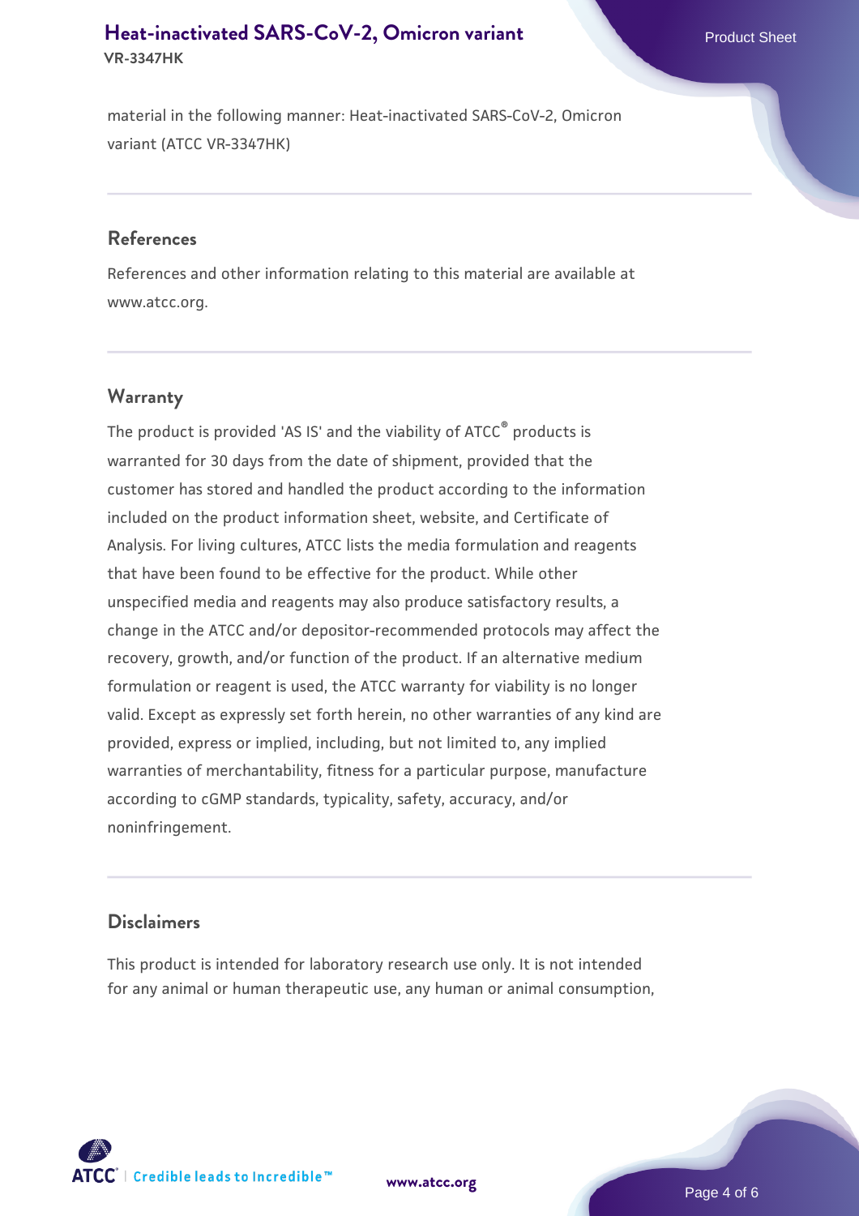material in the following manner: Heat-inactivated SARS-CoV-2, Omicron variant (ATCC VR-3347HK)

## References

References and other information relating to this material are available at www.atcc.org.

## Warranty

The product is provided 'AS IS' and the viability of ATCC® products is warranted for 30 days from the date of shipment, provided that the customer has stored and handled the product according to the information included on the product information sheet, website, and Certificate of Analysis. For living cultures, ATCC lists the media formulation and reagents that have been found to be effective for the product. While other unspecified media and reagents may also produce satisfactory results, a change in the ATCC and/or depositor-recommended protocols may affect the recovery, growth, and/or function of the product. If an alternative medium formulation or reagent is used, the ATCC warranty for viability is no longer valid. Except as expressly set forth herein, no other warranties of any kind are provided, express or implied, including, but not limited to, any implied warranties of merchantability, fitness for a particular purpose, manufacture according to cGMP standards, typicality, safety, accuracy, and/or noninfringement.

## Disclaimers

This product is intended for laboratory research use only. It is not intended for any animal or human therapeutic use, any human or animal consumption,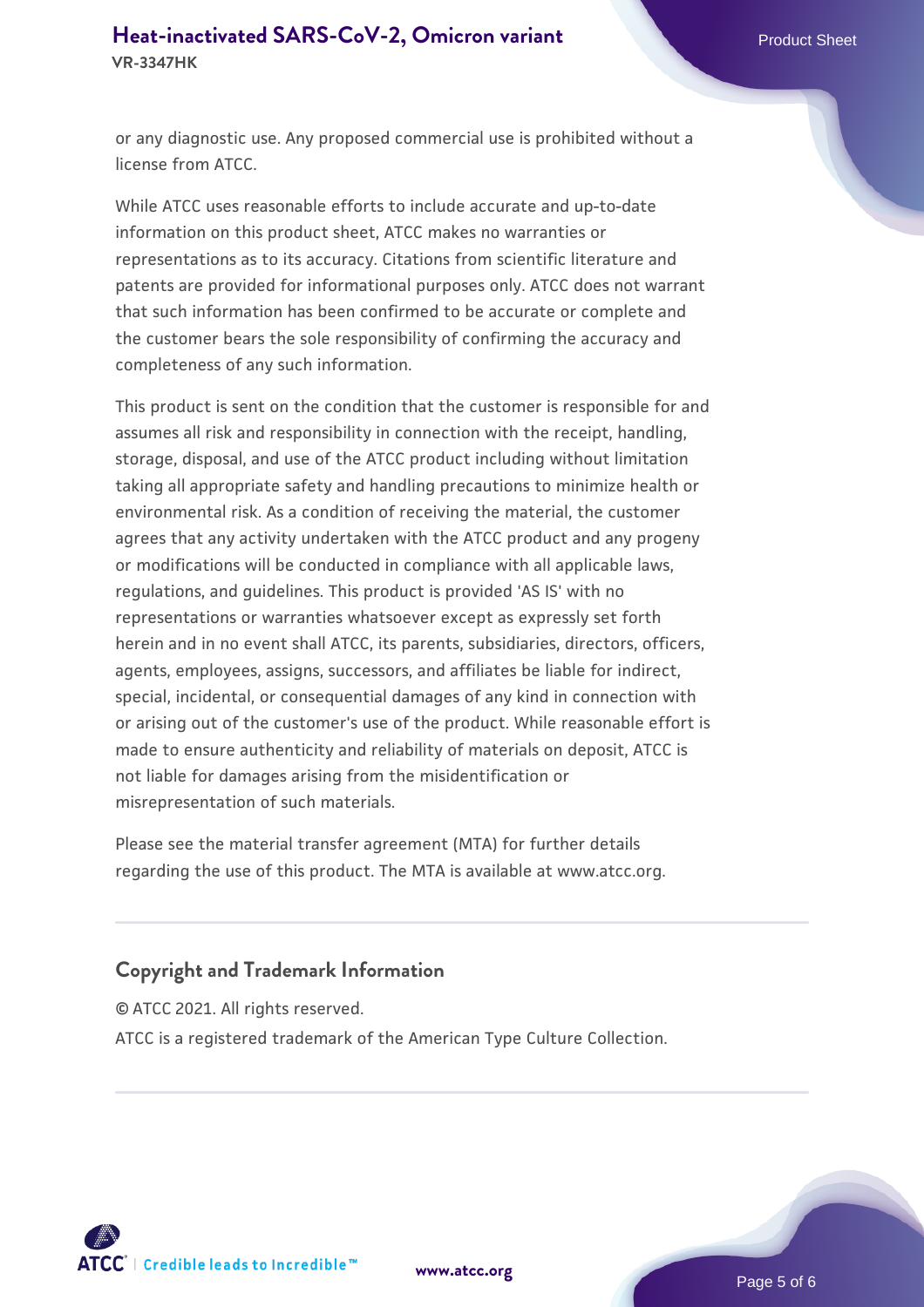or any diagnostic use. Any proposed commercial use is prohibited without a license from ATCC.

While ATCC uses reasonable efforts to include accurate and up-to-date information on this product sheet, ATCC makes no warranties or representations as to its accuracy. Citations from scientific literature and patents are provided for informational purposes only. ATCC does not warrant that such information has been confirmed to be accurate or complete and the customer bears the sole responsibility of confirming the accuracy and completeness of any such information.

This product is sent on the condition that the customer is responsible for and assumes all risk and responsibility in connection with the receipt, handling, storage, disposal, and use of the ATCC product including without limitation taking all appropriate safety and handling precautions to minimize health or environmental risk. As a condition of receiving the material, the customer agrees that any activity undertaken with the ATCC product and any progeny or modifications will be conducted in compliance with all applicable laws, regulations, and guidelines. This product is provided 'AS IS' with no representations or warranties whatsoever except as expressly set forth herein and in no event shall ATCC, its parents, subsidiaries, directors, officers, agents, employees, assigns, successors, and affiliates be liable for indirect, special, incidental, or consequential damages of any kind in connection with or arising out of the customer's use of the product. While reasonable effort is made to ensure authenticity and reliability of materials on deposit, ATCC is not liable for damages arising from the misidentification or misrepresentation of such materials.

Please see the material transfer agreement (MTA) for further details regarding the use of this product. The MTA is available at www.atcc.org.

## Copyright and Trademark Information

© ATCC 2021. All rights reserved.

ATCC is a registered trademark of the American Type Culture Collection.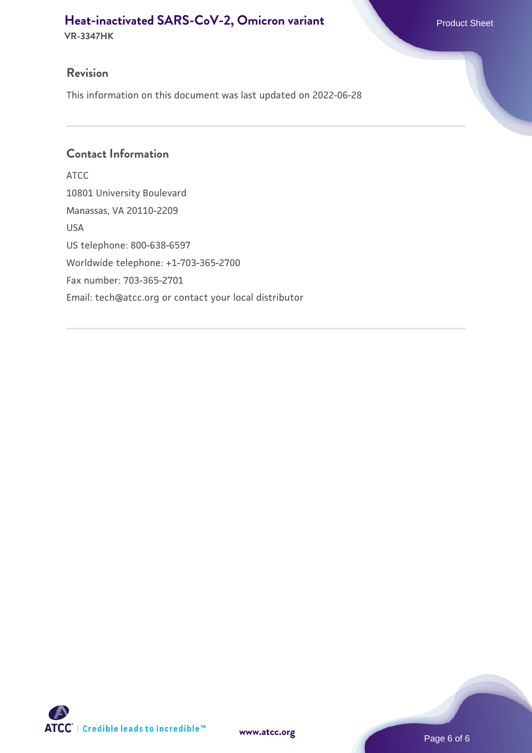## Revision

This information on this document was last updated on 2022-06-28

## Contact Information

ATCC
10801 University Boulevard
Manassas, VA 20110-2209
USA
US telephone: 800-638-6597
Worldwide telephone: +1-703-365-2700
Fax number: 703-365-2701
Email: tech@atcc.org or contact your local distributor